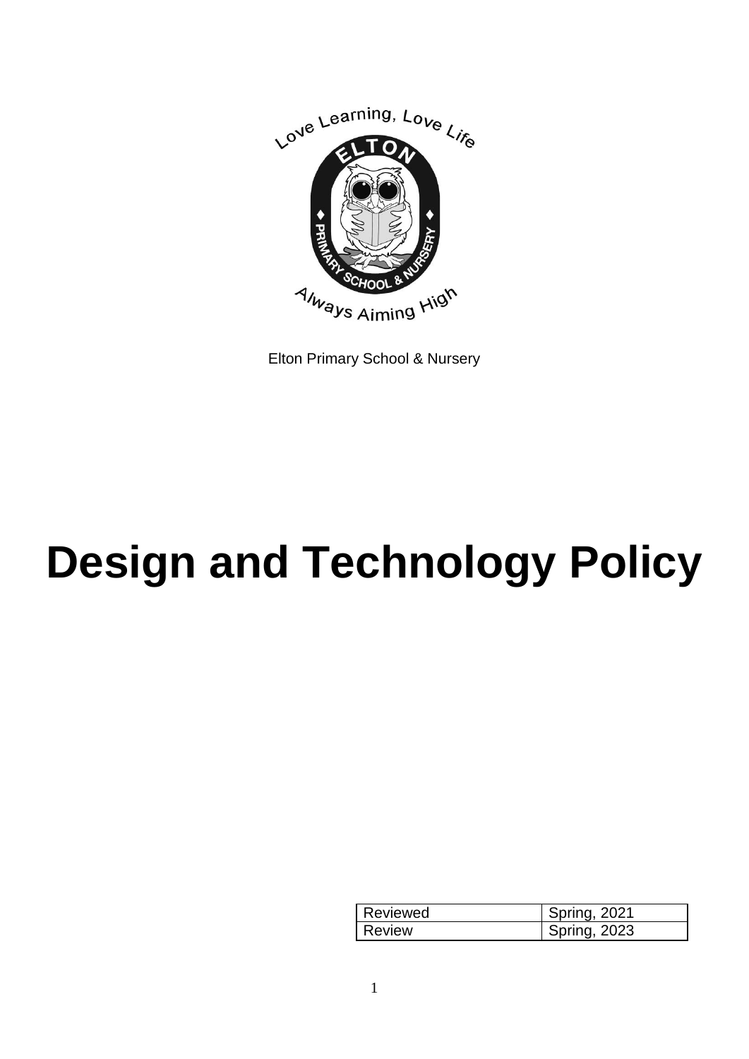Elton Primary School & Nursery

# Design and Technology Policy

| Reviewed | Spring, 2021 |
|---|---|
| Review | Spring, 2023 |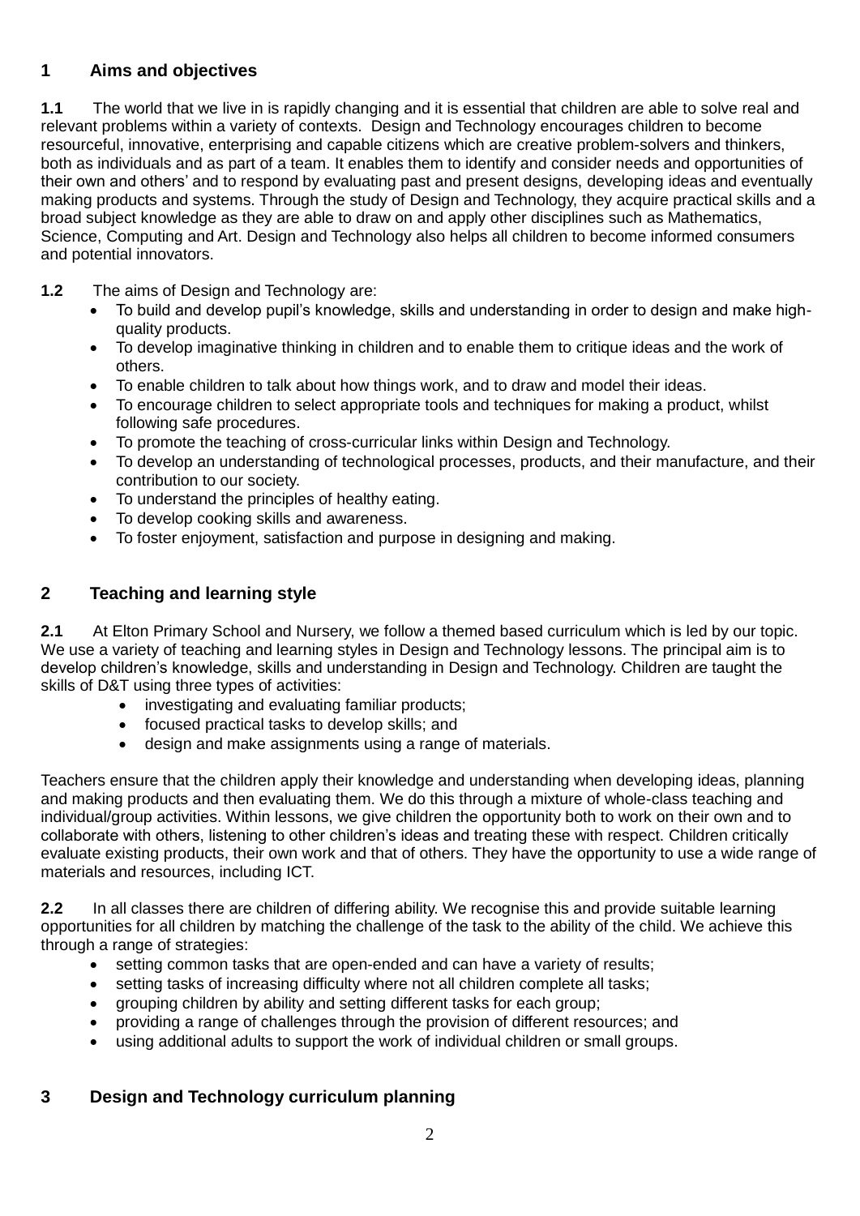## 1 Aims and objectives

**1.1** The world that we live in is rapidly changing and it is essential that children are able to solve real and relevant problems within a variety of contexts. Design and Technology encourages children to become resourceful, innovative, enterprising and capable citizens which are creative problem-solvers and thinkers, both as individuals and as part of a team. It enables them to identify and consider needs and opportunities of their own and others' and to respond by evaluating past and present designs, developing ideas and eventually making products and systems. Through the study of Design and Technology, they acquire practical skills and a broad subject knowledge as they are able to draw on and apply other disciplines such as Mathematics, Science, Computing and Art. Design and Technology also helps all children to become informed consumers and potential innovators.

**1.2** The aims of Design and Technology are:

- To build and develop pupil's knowledge, skills and understanding in order to design and make high-quality products.
- To develop imaginative thinking in children and to enable them to critique ideas and the work of others.
- To enable children to talk about how things work, and to draw and model their ideas.
- To encourage children to select appropriate tools and techniques for making a product, whilst following safe procedures.
- To promote the teaching of cross-curricular links within Design and Technology.
- To develop an understanding of technological processes, products, and their manufacture, and their contribution to our society.
- To understand the principles of healthy eating.
- To develop cooking skills and awareness.
- To foster enjoyment, satisfaction and purpose in designing and making.

## 2 Teaching and learning style

**2.1** At Elton Primary School and Nursery, we follow a themed based curriculum which is led by our topic. We use a variety of teaching and learning styles in Design and Technology lessons. The principal aim is to develop children's knowledge, skills and understanding in Design and Technology. Children are taught the skills of D&T using three types of activities:

- investigating and evaluating familiar products;
- focused practical tasks to develop skills; and
- design and make assignments using a range of materials.

Teachers ensure that the children apply their knowledge and understanding when developing ideas, planning and making products and then evaluating them. We do this through a mixture of whole-class teaching and individual/group activities. Within lessons, we give children the opportunity both to work on their own and to collaborate with others, listening to other children's ideas and treating these with respect. Children critically evaluate existing products, their own work and that of others. They have the opportunity to use a wide range of materials and resources, including ICT.

**2.2** In all classes there are children of differing ability. We recognise this and provide suitable learning opportunities for all children by matching the challenge of the task to the ability of the child. We achieve this through a range of strategies:

- setting common tasks that are open-ended and can have a variety of results;
- setting tasks of increasing difficulty where not all children complete all tasks;
- grouping children by ability and setting different tasks for each group;
- providing a range of challenges through the provision of different resources; and
- using additional adults to support the work of individual children or small groups.

## 3 Design and Technology curriculum planning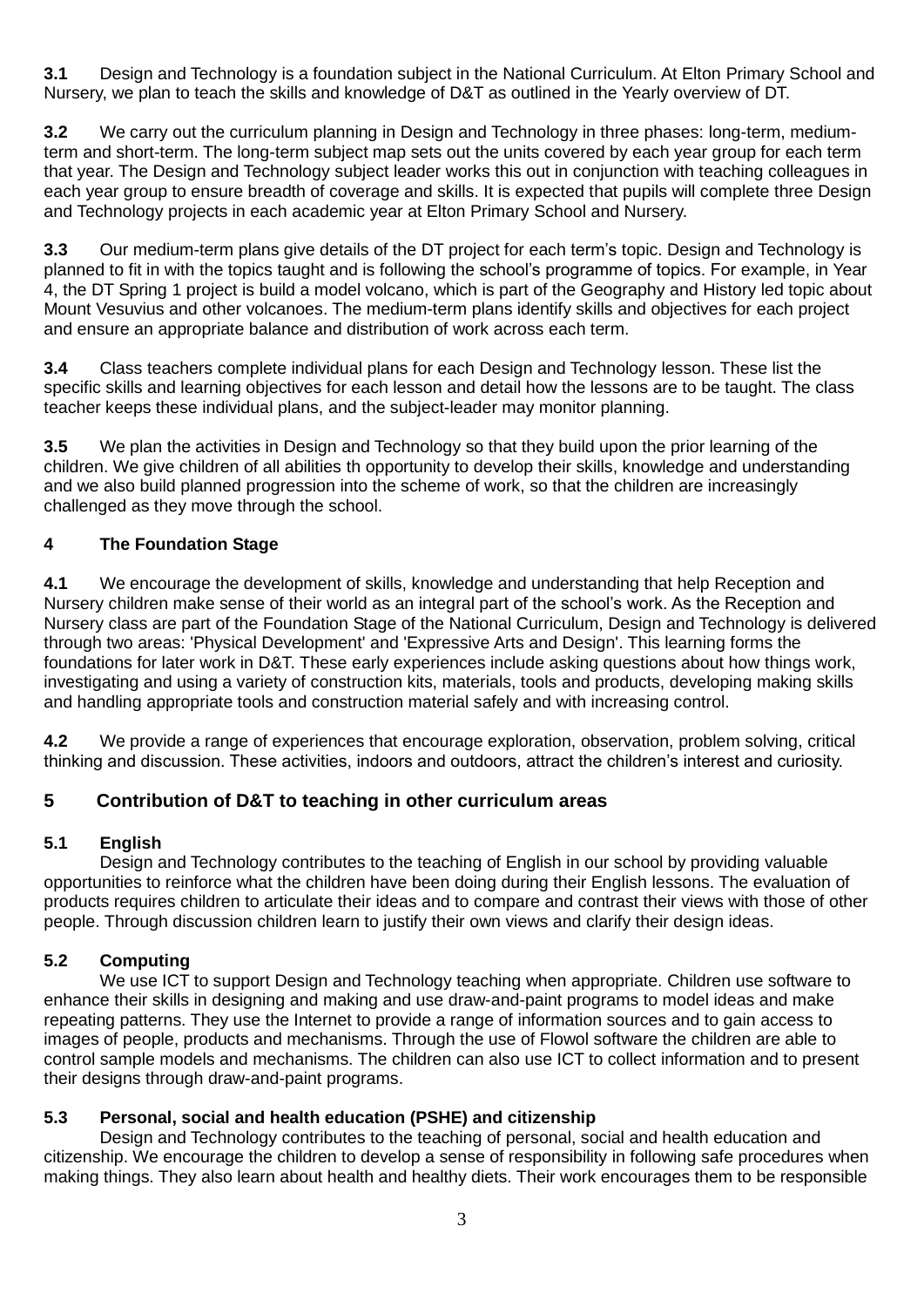**3.1** Design and Technology is a foundation subject in the National Curriculum. At Elton Primary School and Nursery, we plan to teach the skills and knowledge of D&T as outlined in the Yearly overview of DT.

**3.2** We carry out the curriculum planning in Design and Technology in three phases: long-term, medium-term and short-term. The long-term subject map sets out the units covered by each year group for each term that year. The Design and Technology subject leader works this out in conjunction with teaching colleagues in each year group to ensure breadth of coverage and skills. It is expected that pupils will complete three Design and Technology projects in each academic year at Elton Primary School and Nursery.

**3.3** Our medium-term plans give details of the DT project for each term's topic. Design and Technology is planned to fit in with the topics taught and is following the school's programme of topics. For example, in Year 4, the DT Spring 1 project is build a model volcano, which is part of the Geography and History led topic about Mount Vesuvius and other volcanoes. The medium-term plans identify skills and objectives for each project and ensure an appropriate balance and distribution of work across each term.

**3.4** Class teachers complete individual plans for each Design and Technology lesson. These list the specific skills and learning objectives for each lesson and detail how the lessons are to be taught. The class teacher keeps these individual plans, and the subject-leader may monitor planning.

**3.5** We plan the activities in Design and Technology so that they build upon the prior learning of the children. We give children of all abilities th opportunity to develop their skills, knowledge and understanding and we also build planned progression into the scheme of work, so that the children are increasingly challenged as they move through the school.

## 4 The Foundation Stage

**4.1** We encourage the development of skills, knowledge and understanding that help Reception and Nursery children make sense of their world as an integral part of the school's work. As the Reception and Nursery class are part of the Foundation Stage of the National Curriculum, Design and Technology is delivered through two areas: 'Physical Development' and 'Expressive Arts and Design'. This learning forms the foundations for later work in D&T. These early experiences include asking questions about how things work, investigating and using a variety of construction kits, materials, tools and products, developing making skills and handling appropriate tools and construction material safely and with increasing control.

**4.2** We provide a range of experiences that encourage exploration, observation, problem solving, critical thinking and discussion. These activities, indoors and outdoors, attract the children's interest and curiosity.

## 5 Contribution of D&T to teaching in other curriculum areas

### 5.1 English

Design and Technology contributes to the teaching of English in our school by providing valuable opportunities to reinforce what the children have been doing during their English lessons. The evaluation of products requires children to articulate their ideas and to compare and contrast their views with those of other people. Through discussion children learn to justify their own views and clarify their design ideas.

### 5.2 Computing

We use ICT to support Design and Technology teaching when appropriate. Children use software to enhance their skills in designing and making and use draw-and-paint programs to model ideas and make repeating patterns. They use the Internet to provide a range of information sources and to gain access to images of people, products and mechanisms. Through the use of Flowol software the children are able to control sample models and mechanisms. The children can also use ICT to collect information and to present their designs through draw-and-paint programs.

### 5.3 Personal, social and health education (PSHE) and citizenship

Design and Technology contributes to the teaching of personal, social and health education and citizenship. We encourage the children to develop a sense of responsibility in following safe procedures when making things. They also learn about health and healthy diets. Their work encourages them to be responsible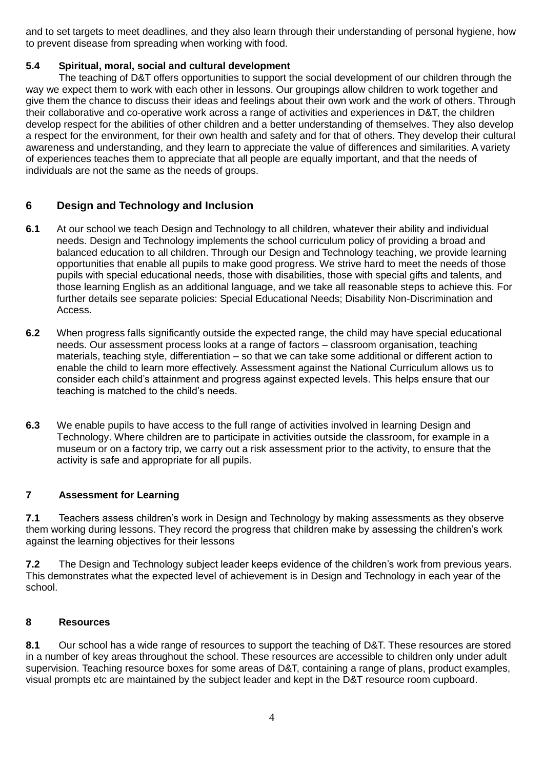and to set targets to meet deadlines, and they also learn through their understanding of personal hygiene, how to prevent disease from spreading when working with food.

### 5.4 Spiritual, moral, social and cultural development

The teaching of D&T offers opportunities to support the social development of our children through the way we expect them to work with each other in lessons. Our groupings allow children to work together and give them the chance to discuss their ideas and feelings about their own work and the work of others. Through their collaborative and co-operative work across a range of activities and experiences in D&T, the children develop respect for the abilities of other children and a better understanding of themselves. They also develop a respect for the environment, for their own health and safety and for that of others. They develop their cultural awareness and understanding, and they learn to appreciate the value of differences and similarities. A variety of experiences teaches them to appreciate that all people are equally important, and that the needs of individuals are not the same as the needs of groups.

## 6 Design and Technology and Inclusion

**6.1** At our school we teach Design and Technology to all children, whatever their ability and individual needs. Design and Technology implements the school curriculum policy of providing a broad and balanced education to all children. Through our Design and Technology teaching, we provide learning opportunities that enable all pupils to make good progress. We strive hard to meet the needs of those pupils with special educational needs, those with disabilities, those with special gifts and talents, and those learning English as an additional language, and we take all reasonable steps to achieve this. For further details see separate policies: Special Educational Needs; Disability Non-Discrimination and Access.

**6.2** When progress falls significantly outside the expected range, the child may have special educational needs. Our assessment process looks at a range of factors – classroom organisation, teaching materials, teaching style, differentiation – so that we can take some additional or different action to enable the child to learn more effectively. Assessment against the National Curriculum allows us to consider each child's attainment and progress against expected levels. This helps ensure that our teaching is matched to the child's needs.

**6.3** We enable pupils to have access to the full range of activities involved in learning Design and Technology. Where children are to participate in activities outside the classroom, for example in a museum or on a factory trip, we carry out a risk assessment prior to the activity, to ensure that the activity is safe and appropriate for all pupils.

### 7 Assessment for Learning

**7.1** Teachers assess children's work in Design and Technology by making assessments as they observe them working during lessons. They record the progress that children make by assessing the children's work against the learning objectives for their lessons

**7.2** The Design and Technology subject leader keeps evidence of the children's work from previous years. This demonstrates what the expected level of achievement is in Design and Technology in each year of the school.

### 8 Resources

**8.1** Our school has a wide range of resources to support the teaching of D&T. These resources are stored in a number of key areas throughout the school. These resources are accessible to children only under adult supervision. Teaching resource boxes for some areas of D&T, containing a range of plans, product examples, visual prompts etc are maintained by the subject leader and kept in the D&T resource room cupboard.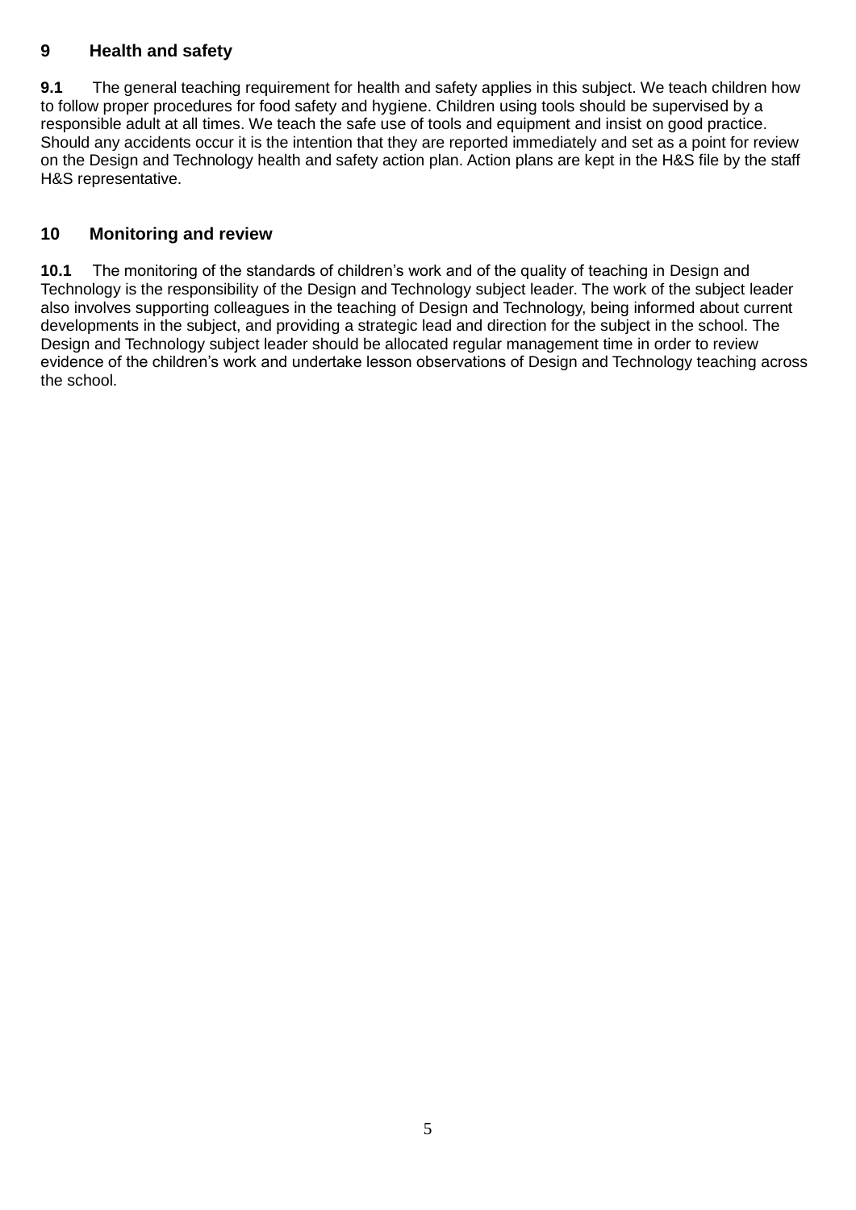## 9 Health and safety

**9.1** The general teaching requirement for health and safety applies in this subject. We teach children how to follow proper procedures for food safety and hygiene. Children using tools should be supervised by a responsible adult at all times. We teach the safe use of tools and equipment and insist on good practice. Should any accidents occur it is the intention that they are reported immediately and set as a point for review on the Design and Technology health and safety action plan. Action plans are kept in the H&S file by the staff H&S representative.

## 10 Monitoring and review

**10.1** The monitoring of the standards of children's work and of the quality of teaching in Design and Technology is the responsibility of the Design and Technology subject leader. The work of the subject leader also involves supporting colleagues in the teaching of Design and Technology, being informed about current developments in the subject, and providing a strategic lead and direction for the subject in the school. The Design and Technology subject leader should be allocated regular management time in order to review evidence of the children's work and undertake lesson observations of Design and Technology teaching across the school.